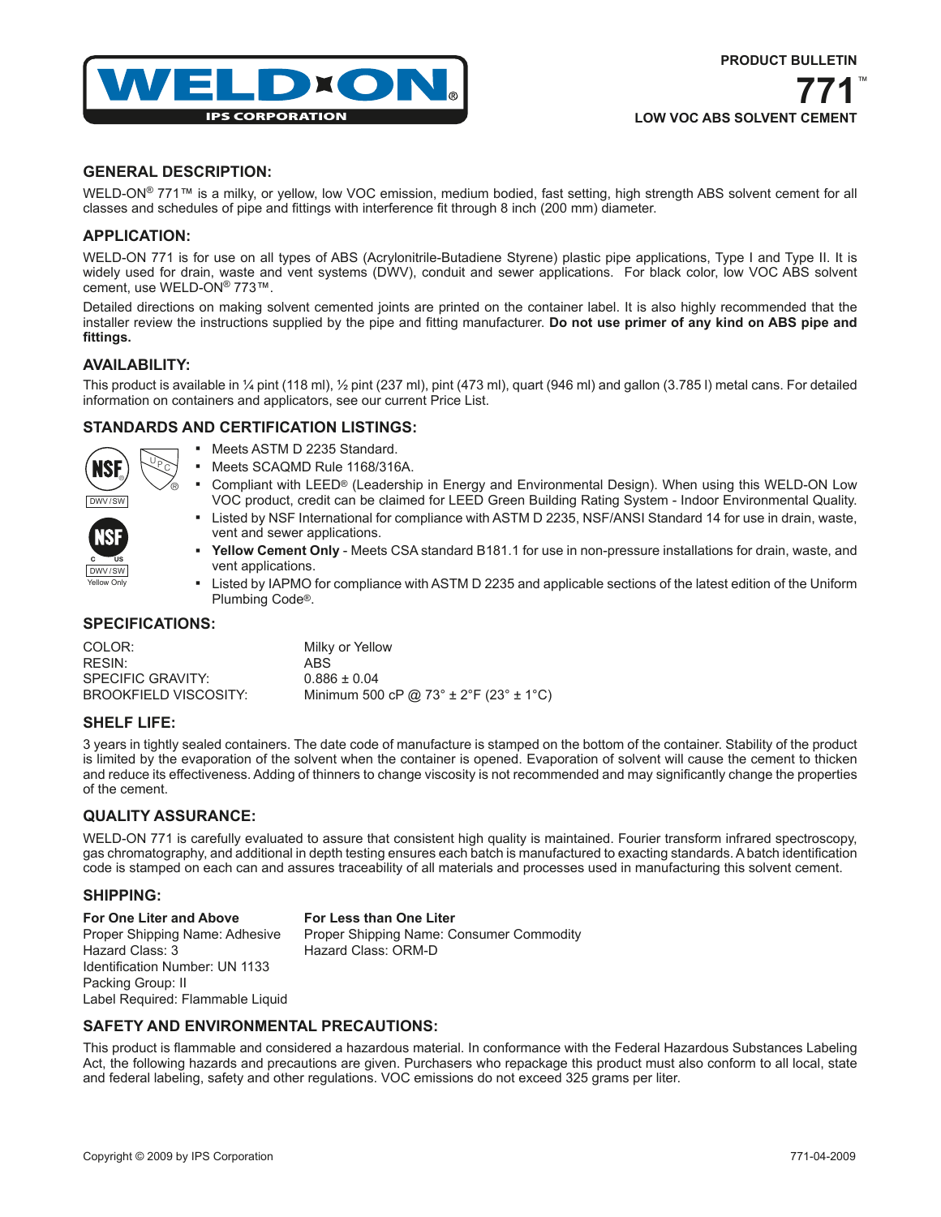**PRODUCT BULLETIN**

# 771™

**LOW VOC ABS SOLVENT CEMENT**

## GENERAL DESCRIPTION:

WELD-ON® 771™ is a milky, or yellow, low VOC emission, medium bodied, fast setting, high strength ABS solvent cement for all classes and schedules of pipe and fittings with interference fit through 8 inch (200 mm) diameter.

## APPLICATION:

WELD-ON 771 is for use on all types of ABS (Acrylonitrile-Butadiene Styrene) plastic pipe applications, Type I and Type II. It is widely used for drain, waste and vent systems (DWV), conduit and sewer applications. For black color, low VOC ABS solvent cement, use WELD-ON® 773™.

Detailed directions on making solvent cemented joints are printed on the container label. It is also highly recommended that the installer review the instructions supplied by the pipe and fitting manufacturer. **Do not use primer of any kind on ABS pipe and fittings.**

## AVAILABILITY:

This product is available in ¼ pint (118 ml), ½ pint (237 ml), pint (473 ml), quart (946 ml) and gallon (3.785 l) metal cans. For detailed information on containers and applicators, see our current Price List.

## STANDARDS AND CERTIFICATION LISTINGS:

NSF DWV/SW — UPC — NSF c US DWV/SW Yellow Only

- Meets ASTM D 2235 Standard.
- Meets SCAQMD Rule 1168/316A.
- Compliant with LEED® (Leadership in Energy and Environmental Design). When using this WELD-ON Low VOC product, credit can be claimed for LEED Green Building Rating System - Indoor Environmental Quality.
- Listed by NSF International for compliance with ASTM D 2235, NSF/ANSI Standard 14 for use in drain, waste, vent and sewer applications.
- **Yellow Cement Only** - Meets CSA standard B181.1 for use in non-pressure installations for drain, waste, and vent applications.
- Listed by IAPMO for compliance with ASTM D 2235 and applicable sections of the latest edition of the Uniform Plumbing Code®.

## SPECIFICATIONS:

| | |
|---|---|
| COLOR: | Milky or Yellow |
| RESIN: | ABS |
| SPECIFIC GRAVITY: | 0.886 ± 0.04 |
| BROOKFIELD VISCOSITY: | Minimum 500 cP @ 73° ± 2°F (23° ± 1°C) |

## SHELF LIFE:

3 years in tightly sealed containers. The date code of manufacture is stamped on the bottom of the container. Stability of the product is limited by the evaporation of the solvent when the container is opened. Evaporation of solvent will cause the cement to thicken and reduce its effectiveness. Adding of thinners to change viscosity is not recommended and may significantly change the properties of the cement.

## QUALITY ASSURANCE:

WELD-ON 771 is carefully evaluated to assure that consistent high quality is maintained. Fourier transform infrared spectroscopy, gas chromatography, and additional in depth testing ensures each batch is manufactured to exacting standards. A batch identification code is stamped on each can and assures traceability of all materials and processes used in manufacturing this solvent cement.

## SHIPPING:

| For One Liter and Above | For Less than One Liter |
|---|---|
| Proper Shipping Name: Adhesive | Proper Shipping Name: Consumer Commodity |
| Hazard Class: 3 | Hazard Class: ORM-D |
| Identification Number: UN 1133 | |
| Packing Group: II | |
| Label Required: Flammable Liquid | |

## SAFETY AND ENVIRONMENTAL PRECAUTIONS:

This product is flammable and considered a hazardous material. In conformance with the Federal Hazardous Substances Labeling Act, the following hazards and precautions are given. Purchasers who repackage this product must also conform to all local, state and federal labeling, safety and other regulations. VOC emissions do not exceed 325 grams per liter.

Copyright © 2009 by IPS Corporation

771-04-2009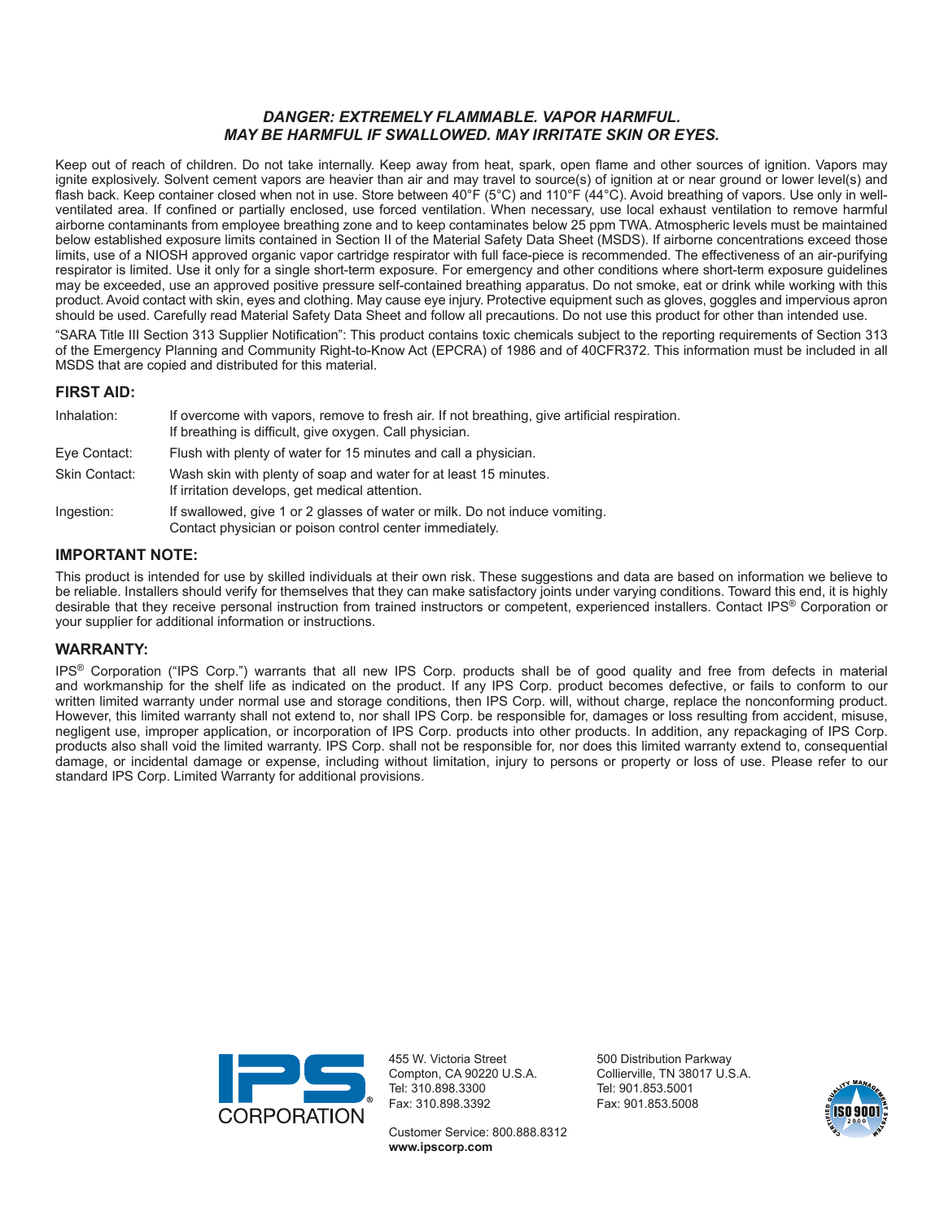***DANGER: EXTREMELY FLAMMABLE. VAPOR HARMFUL. MAY BE HARMFUL IF SWALLOWED. MAY IRRITATE SKIN OR EYES.***

Keep out of reach of children. Do not take internally. Keep away from heat, spark, open flame and other sources of ignition. Vapors may ignite explosively. Solvent cement vapors are heavier than air and may travel to source(s) of ignition at or near ground or lower level(s) and flash back. Keep container closed when not in use. Store between 40°F (5°C) and 110°F (44°C). Avoid breathing of vapors. Use only in well-ventilated area. If confined or partially enclosed, use forced ventilation. When necessary, use local exhaust ventilation to remove harmful airborne contaminants from employee breathing zone and to keep contaminates below 25 ppm TWA. Atmospheric levels must be maintained below established exposure limits contained in Section II of the Material Safety Data Sheet (MSDS). If airborne concentrations exceed those limits, use of a NIOSH approved organic vapor cartridge respirator with full face-piece is recommended. The effectiveness of an air-purifying respirator is limited. Use it only for a single short-term exposure. For emergency and other conditions where short-term exposure guidelines may be exceeded, use an approved positive pressure self-contained breathing apparatus. Do not smoke, eat or drink while working with this product. Avoid contact with skin, eyes and clothing. May cause eye injury. Protective equipment such as gloves, goggles and impervious apron should be used. Carefully read Material Safety Data Sheet and follow all precautions. Do not use this product for other than intended use.

"SARA Title III Section 313 Supplier Notification": This product contains toxic chemicals subject to the reporting requirements of Section 313 of the Emergency Planning and Community Right-to-Know Act (EPCRA) of 1986 and of 40CFR372. This information must be included in all MSDS that are copied and distributed for this material.

## FIRST AID:

| | |
|---|---|
| Inhalation: | If overcome with vapors, remove to fresh air. If not breathing, give artificial respiration. If breathing is difficult, give oxygen. Call physician. |
| Eye Contact: | Flush with plenty of water for 15 minutes and call a physician. |
| Skin Contact: | Wash skin with plenty of soap and water for at least 15 minutes. If irritation develops, get medical attention. |
| Ingestion: | If swallowed, give 1 or 2 glasses of water or milk. Do not induce vomiting. Contact physician or poison control center immediately. |

## IMPORTANT NOTE:

This product is intended for use by skilled individuals at their own risk. These suggestions and data are based on information we believe to be reliable. Installers should verify for themselves that they can make satisfactory joints under varying conditions. Toward this end, it is highly desirable that they receive personal instruction from trained instructors or competent, experienced installers. Contact IPS® Corporation or your supplier for additional information or instructions.

## WARRANTY:

IPS® Corporation ("IPS Corp.") warrants that all new IPS Corp. products shall be of good quality and free from defects in material and workmanship for the shelf life as indicated on the product. If any IPS Corp. product becomes defective, or fails to conform to our written limited warranty under normal use and storage conditions, then IPS Corp. will, without charge, replace the nonconforming product. However, this limited warranty shall not extend to, nor shall IPS Corp. be responsible for, damages or loss resulting from accident, misuse, negligent use, improper application, or incorporation of IPS Corp. products into other products. In addition, any repackaging of IPS Corp. products also shall void the limited warranty. IPS Corp. shall not be responsible for, nor does this limited warranty extend to, consequential damage, or incidental damage or expense, including without limitation, injury to persons or property or loss of use. Please refer to our standard IPS Corp. Limited Warranty for additional provisions.

IPS CORPORATION

455 W. Victoria Street
Compton, CA 90220 U.S.A.
Tel: 310.898.3300
Fax: 310.898.3392

500 Distribution Parkway
Collierville, TN 38017 U.S.A.
Tel: 901.853.5001
Fax: 901.853.5008

Customer Service: 800.888.8312
**www.ipscorp.com**

CERTIFIED QUALITY MANAGEMENT SYSTEM ISO 9001 2000